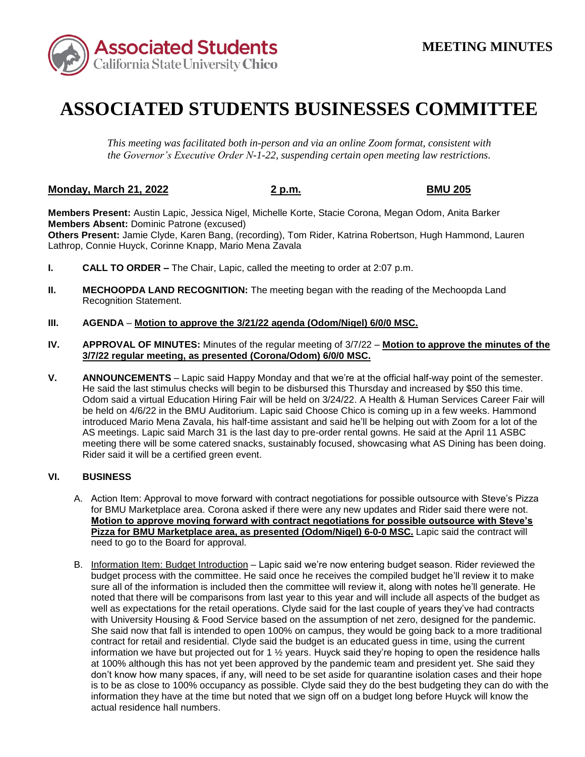**MEETING MINUTES**

# ASSOCIATED STUDENTS BUSINESSES COMMITTEE

*This meeting was facilitated both in-person and via an online Zoom format, consistent with the Governor's Executive Order N-1-22, suspending certain open meeting law restrictions.*

**Monday, March 21, 2022** **2 p.m.** **BMU 205**

**Members Present:** Austin Lapic, Jessica Nigel, Michelle Korte, Stacie Corona, Megan Odom, Anita Barker
**Members Absent:** Dominic Patrone (excused)
**Others Present:** Jamie Clyde, Karen Bang, (recording), Tom Rider, Katrina Robertson, Hugh Hammond, Lauren Lathrop, Connie Huyck, Corinne Knapp, Mario Mena Zavala

**I. CALL TO ORDER –** The Chair, Lapic, called the meeting to order at 2:07 p.m.

**II. MECHOOPDA LAND RECOGNITION:** The meeting began with the reading of the Mechoopda Land Recognition Statement.

**III. AGENDA** – **Motion to approve the 3/21/22 agenda (Odom/Nigel) 6/0/0 MSC.**

**IV. APPROVAL OF MINUTES:** Minutes of the regular meeting of 3/7/22 – **Motion to approve the minutes of the 3/7/22 regular meeting, as presented (Corona/Odom) 6/0/0 MSC.**

**V. ANNOUNCEMENTS** – Lapic said Happy Monday and that we're at the official half-way point of the semester. He said the last stimulus checks will begin to be disbursed this Thursday and increased by $50 this time. Odom said a virtual Education Hiring Fair will be held on 3/24/22. A Health & Human Services Career Fair will be held on 4/6/22 in the BMU Auditorium. Lapic said Choose Chico is coming up in a few weeks. Hammond introduced Mario Mena Zavala, his half-time assistant and said he'll be helping out with Zoom for a lot of the AS meetings. Lapic said March 31 is the last day to pre-order rental gowns. He said at the April 11 ASBC meeting there will be some catered snacks, sustainably focused, showcasing what AS Dining has been doing. Rider said it will be a certified green event.

**VI. BUSINESS**

A. Action Item: Approval to move forward with contract negotiations for possible outsource with Steve's Pizza for BMU Marketplace area. Corona asked if there were any new updates and Rider said there were not. **Motion to approve moving forward with contract negotiations for possible outsource with Steve's Pizza for BMU Marketplace area, as presented (Odom/Nigel) 6-0-0 MSC.** Lapic said the contract will need to go to the Board for approval.

B. Information Item: Budget Introduction – Lapic said we're now entering budget season. Rider reviewed the budget process with the committee. He said once he receives the compiled budget he'll review it to make sure all of the information is included then the committee will review it, along with notes he'll generate. He noted that there will be comparisons from last year to this year and will include all aspects of the budget as well as expectations for the retail operations. Clyde said for the last couple of years they've had contracts with University Housing & Food Service based on the assumption of net zero, designed for the pandemic. She said now that fall is intended to open 100% on campus, they would be going back to a more traditional contract for retail and residential. Clyde said the budget is an educated guess in time, using the current information we have but projected out for 1 ½ years. Huyck said they're hoping to open the residence halls at 100% although this has not yet been approved by the pandemic team and president yet. She said they don't know how many spaces, if any, will need to be set aside for quarantine isolation cases and their hope is to be as close to 100% occupancy as possible. Clyde said they do the best budgeting they can do with the information they have at the time but noted that we sign off on a budget long before Huyck will know the actual residence hall numbers.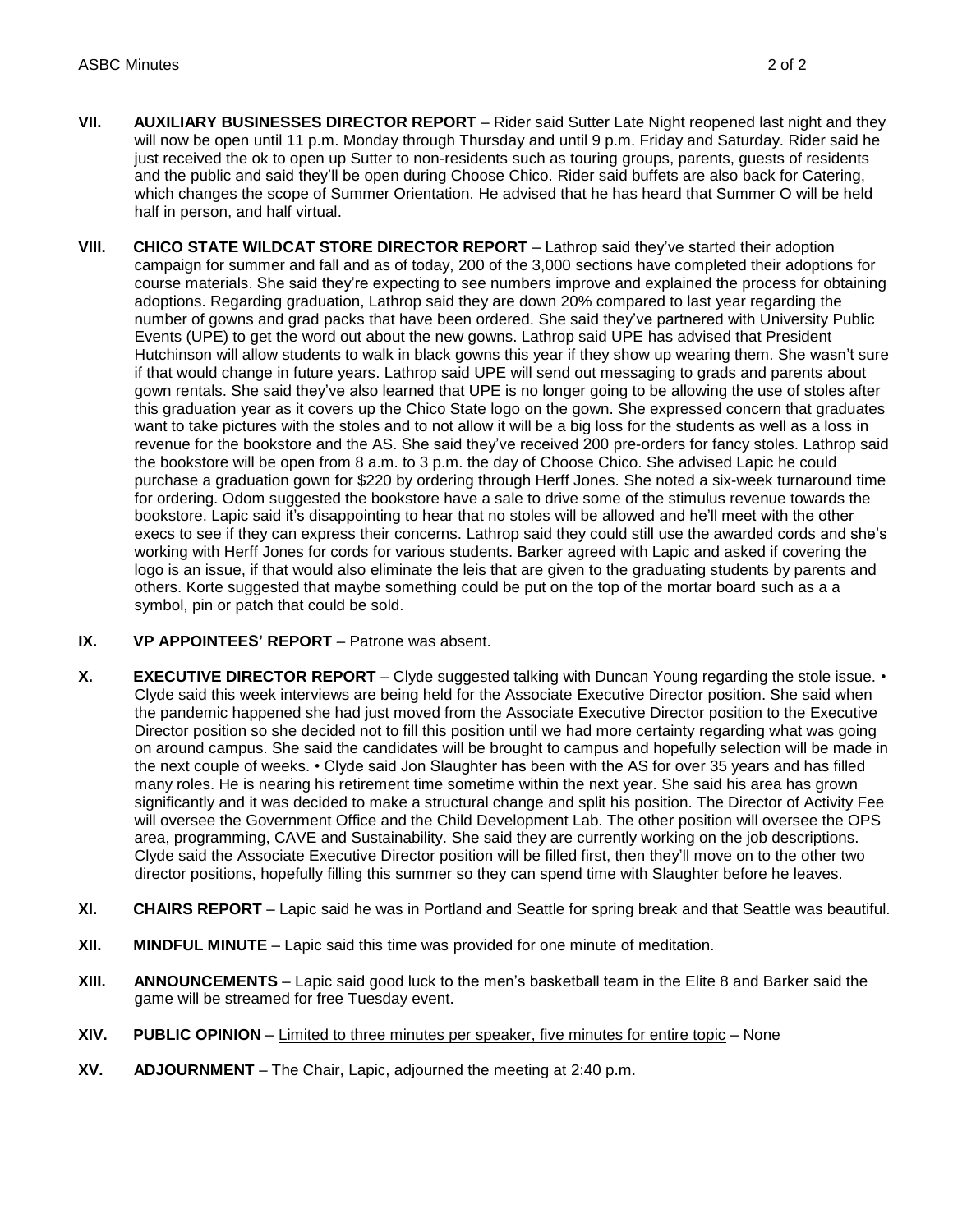**VII. AUXILIARY BUSINESSES DIRECTOR REPORT** – Rider said Sutter Late Night reopened last night and they will now be open until 11 p.m. Monday through Thursday and until 9 p.m. Friday and Saturday. Rider said he just received the ok to open up Sutter to non-residents such as touring groups, parents, guests of residents and the public and said they'll be open during Choose Chico. Rider said buffets are also back for Catering, which changes the scope of Summer Orientation. He advised that he has heard that Summer O will be held half in person, and half virtual.

**VIII. CHICO STATE WILDCAT STORE DIRECTOR REPORT** – Lathrop said they've started their adoption campaign for summer and fall and as of today, 200 of the 3,000 sections have completed their adoptions for course materials. She said they're expecting to see numbers improve and explained the process for obtaining adoptions. Regarding graduation, Lathrop said they are down 20% compared to last year regarding the number of gowns and grad packs that have been ordered. She said they've partnered with University Public Events (UPE) to get the word out about the new gowns. Lathrop said UPE has advised that President Hutchinson will allow students to walk in black gowns this year if they show up wearing them. She wasn't sure if that would change in future years. Lathrop said UPE will send out messaging to grads and parents about gown rentals. She said they've also learned that UPE is no longer going to be allowing the use of stoles after this graduation year as it covers up the Chico State logo on the gown. She expressed concern that graduates want to take pictures with the stoles and to not allow it will be a big loss for the students as well as a loss in revenue for the bookstore and the AS. She said they've received 200 pre-orders for fancy stoles. Lathrop said the bookstore will be open from 8 a.m. to 3 p.m. the day of Choose Chico. She advised Lapic he could purchase a graduation gown for $220 by ordering through Herff Jones. She noted a six-week turnaround time for ordering. Odom suggested the bookstore have a sale to drive some of the stimulus revenue towards the bookstore. Lapic said it's disappointing to hear that no stoles will be allowed and he'll meet with the other execs to see if they can express their concerns. Lathrop said they could still use the awarded cords and she's working with Herff Jones for cords for various students. Barker agreed with Lapic and asked if covering the logo is an issue, if that would also eliminate the leis that are given to the graduating students by parents and others. Korte suggested that maybe something could be put on the top of the mortar board such as a a symbol, pin or patch that could be sold.

**IX. VP APPOINTEES' REPORT** – Patrone was absent.

**X. EXECUTIVE DIRECTOR REPORT** – Clyde suggested talking with Duncan Young regarding the stole issue. • Clyde said this week interviews are being held for the Associate Executive Director position. She said when the pandemic happened she had just moved from the Associate Executive Director position to the Executive Director position so she decided not to fill this position until we had more certainty regarding what was going on around campus. She said the candidates will be brought to campus and hopefully selection will be made in the next couple of weeks. • Clyde said Jon Slaughter has been with the AS for over 35 years and has filled many roles. He is nearing his retirement time sometime within the next year. She said his area has grown significantly and it was decided to make a structural change and split his position. The Director of Activity Fee will oversee the Government Office and the Child Development Lab. The other position will oversee the OPS area, programming, CAVE and Sustainability. She said they are currently working on the job descriptions. Clyde said the Associate Executive Director position will be filled first, then they'll move on to the other two director positions, hopefully filling this summer so they can spend time with Slaughter before he leaves.

**XI. CHAIRS REPORT** – Lapic said he was in Portland and Seattle for spring break and that Seattle was beautiful.

**XII. MINDFUL MINUTE** – Lapic said this time was provided for one minute of meditation.

**XIII. ANNOUNCEMENTS** – Lapic said good luck to the men's basketball team in the Elite 8 and Barker said the game will be streamed for free Tuesday event.

**XIV. PUBLIC OPINION** – Limited to three minutes per speaker, five minutes for entire topic – None

**XV. ADJOURNMENT** – The Chair, Lapic, adjourned the meeting at 2:40 p.m.